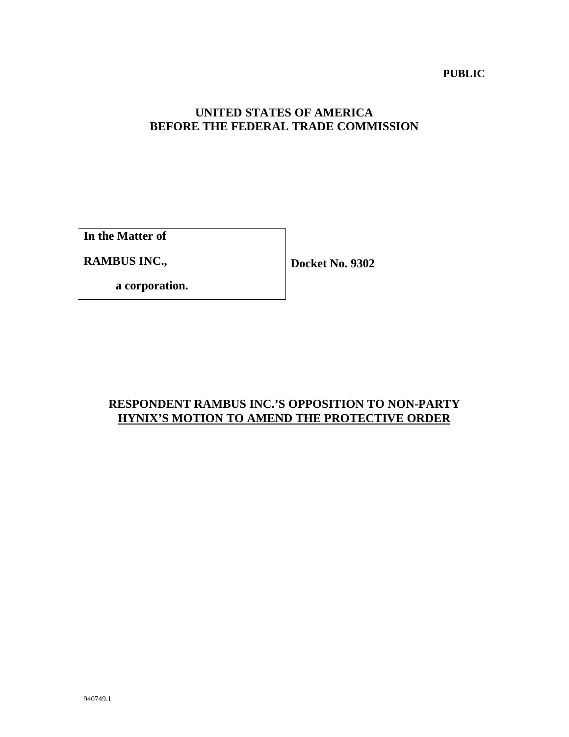**PUBLIC**

**UNITED STATES OF AMERICA**
**BEFORE THE FEDERAL TRADE COMMISSION**

| **In the Matter of** | |
|---|---|
| **RAMBUS INC.,** | **Docket No. 9302** |
| **a corporation.** | |

**RESPONDENT RAMBUS INC.'S OPPOSITION TO NON-PARTY HYNIX'S MOTION TO AMEND THE PROTECTIVE ORDER**

940749.1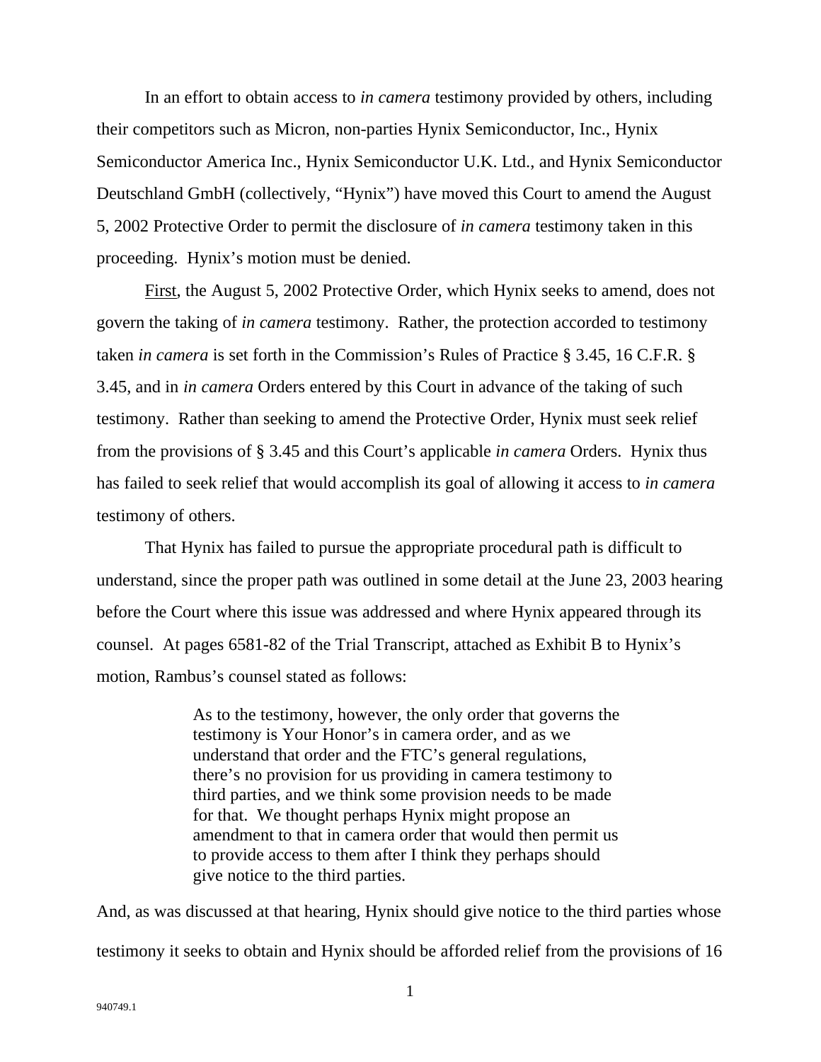In an effort to obtain access to *in camera* testimony provided by others, including their competitors such as Micron, non-parties Hynix Semiconductor, Inc., Hynix Semiconductor America Inc., Hynix Semiconductor U.K. Ltd., and Hynix Semiconductor Deutschland GmbH (collectively, "Hynix") have moved this Court to amend the August 5, 2002 Protective Order to permit the disclosure of *in camera* testimony taken in this proceeding. Hynix's motion must be denied.

First, the August 5, 2002 Protective Order, which Hynix seeks to amend, does not govern the taking of *in camera* testimony. Rather, the protection accorded to testimony taken *in camera* is set forth in the Commission's Rules of Practice § 3.45, 16 C.F.R. § 3.45, and in *in camera* Orders entered by this Court in advance of the taking of such testimony. Rather than seeking to amend the Protective Order, Hynix must seek relief from the provisions of § 3.45 and this Court's applicable *in camera* Orders. Hynix thus has failed to seek relief that would accomplish its goal of allowing it access to *in camera* testimony of others.

That Hynix has failed to pursue the appropriate procedural path is difficult to understand, since the proper path was outlined in some detail at the June 23, 2003 hearing before the Court where this issue was addressed and where Hynix appeared through its counsel. At pages 6581-82 of the Trial Transcript, attached as Exhibit B to Hynix's motion, Rambus's counsel stated as follows:

> As to the testimony, however, the only order that governs the testimony is Your Honor's in camera order, and as we understand that order and the FTC's general regulations, there's no provision for us providing in camera testimony to third parties, and we think some provision needs to be made for that. We thought perhaps Hynix might propose an amendment to that in camera order that would then permit us to provide access to them after I think they perhaps should give notice to the third parties.

And, as was discussed at that hearing, Hynix should give notice to the third parties whose testimony it seeks to obtain and Hynix should be afforded relief from the provisions of 16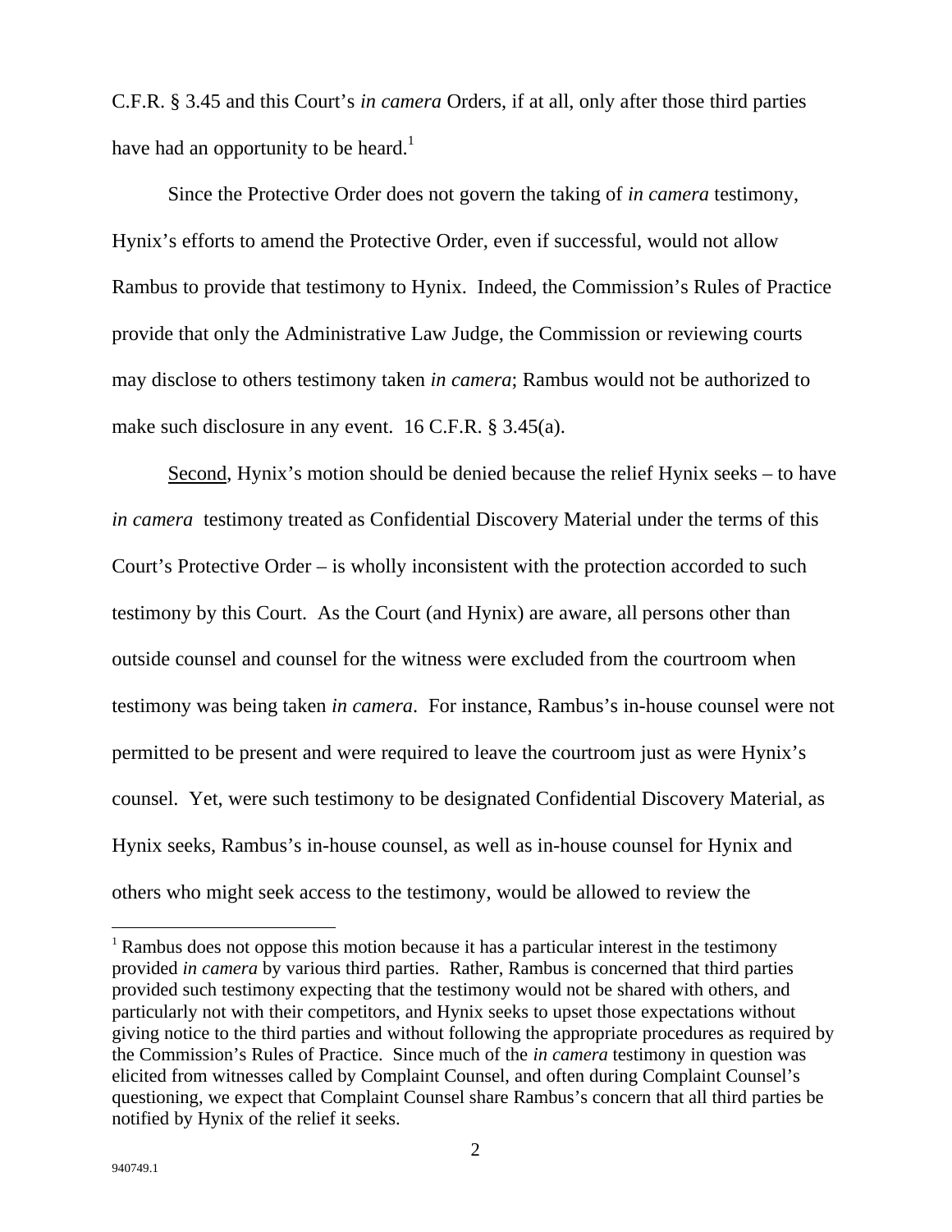C.F.R. § 3.45 and this Court's *in camera* Orders, if at all, only after those third parties have had an opportunity to be heard.[1]

Since the Protective Order does not govern the taking of *in camera* testimony, Hynix's efforts to amend the Protective Order, even if successful, would not allow Rambus to provide that testimony to Hynix. Indeed, the Commission's Rules of Practice provide that only the Administrative Law Judge, the Commission or reviewing courts may disclose to others testimony taken *in camera*; Rambus would not be authorized to make such disclosure in any event. 16 C.F.R. § 3.45(a).

Second, Hynix's motion should be denied because the relief Hynix seeks – to have *in camera* testimony treated as Confidential Discovery Material under the terms of this Court's Protective Order – is wholly inconsistent with the protection accorded to such testimony by this Court. As the Court (and Hynix) are aware, all persons other than outside counsel and counsel for the witness were excluded from the courtroom when testimony was being taken *in camera*. For instance, Rambus's in-house counsel were not permitted to be present and were required to leave the courtroom just as were Hynix's counsel. Yet, were such testimony to be designated Confidential Discovery Material, as Hynix seeks, Rambus's in-house counsel, as well as in-house counsel for Hynix and others who might seek access to the testimony, would be allowed to review the

[1] Rambus does not oppose this motion because it has a particular interest in the testimony provided *in camera* by various third parties. Rather, Rambus is concerned that third parties provided such testimony expecting that the testimony would not be shared with others, and particularly not with their competitors, and Hynix seeks to upset those expectations without giving notice to the third parties and without following the appropriate procedures as required by the Commission's Rules of Practice. Since much of the *in camera* testimony in question was elicited from witnesses called by Complaint Counsel, and often during Complaint Counsel's questioning, we expect that Complaint Counsel share Rambus's concern that all third parties be notified by Hynix of the relief it seeks.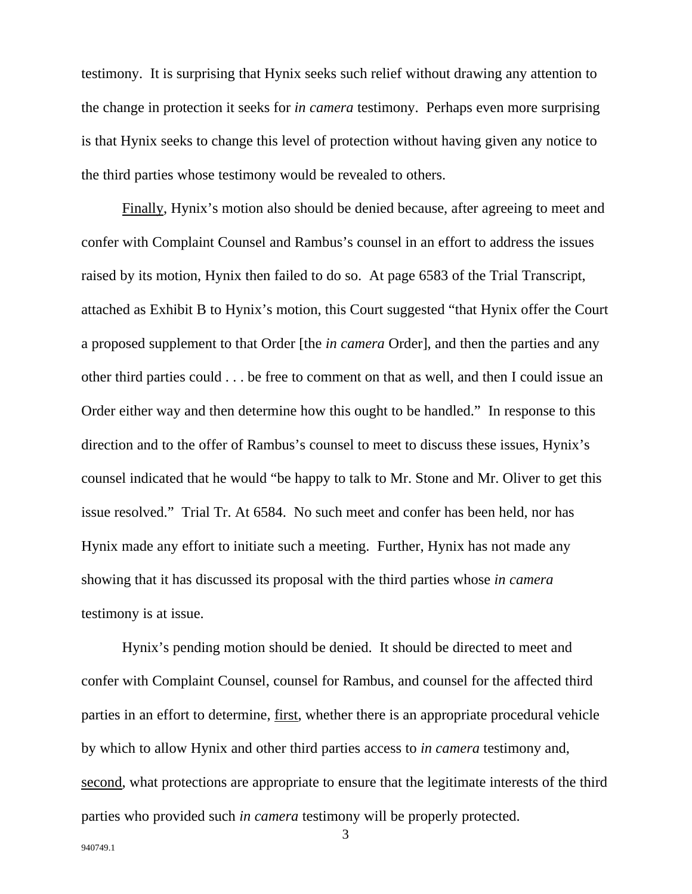testimony. It is surprising that Hynix seeks such relief without drawing any attention to the change in protection it seeks for *in camera* testimony. Perhaps even more surprising is that Hynix seeks to change this level of protection without having given any notice to the third parties whose testimony would be revealed to others.

<u>Finally</u>, Hynix's motion also should be denied because, after agreeing to meet and confer with Complaint Counsel and Rambus's counsel in an effort to address the issues raised by its motion, Hynix then failed to do so. At page 6583 of the Trial Transcript, attached as Exhibit B to Hynix's motion, this Court suggested "that Hynix offer the Court a proposed supplement to that Order [the *in camera* Order], and then the parties and any other third parties could . . . be free to comment on that as well, and then I could issue an Order either way and then determine how this ought to be handled." In response to this direction and to the offer of Rambus's counsel to meet to discuss these issues, Hynix's counsel indicated that he would "be happy to talk to Mr. Stone and Mr. Oliver to get this issue resolved." Trial Tr. At 6584. No such meet and confer has been held, nor has Hynix made any effort to initiate such a meeting. Further, Hynix has not made any showing that it has discussed its proposal with the third parties whose *in camera* testimony is at issue.

Hynix's pending motion should be denied. It should be directed to meet and confer with Complaint Counsel, counsel for Rambus, and counsel for the affected third parties in an effort to determine, <u>first</u>, whether there is an appropriate procedural vehicle by which to allow Hynix and other third parties access to *in camera* testimony and, <u>second</u>, what protections are appropriate to ensure that the legitimate interests of the third parties who provided such *in camera* testimony will be properly protected.

940749.1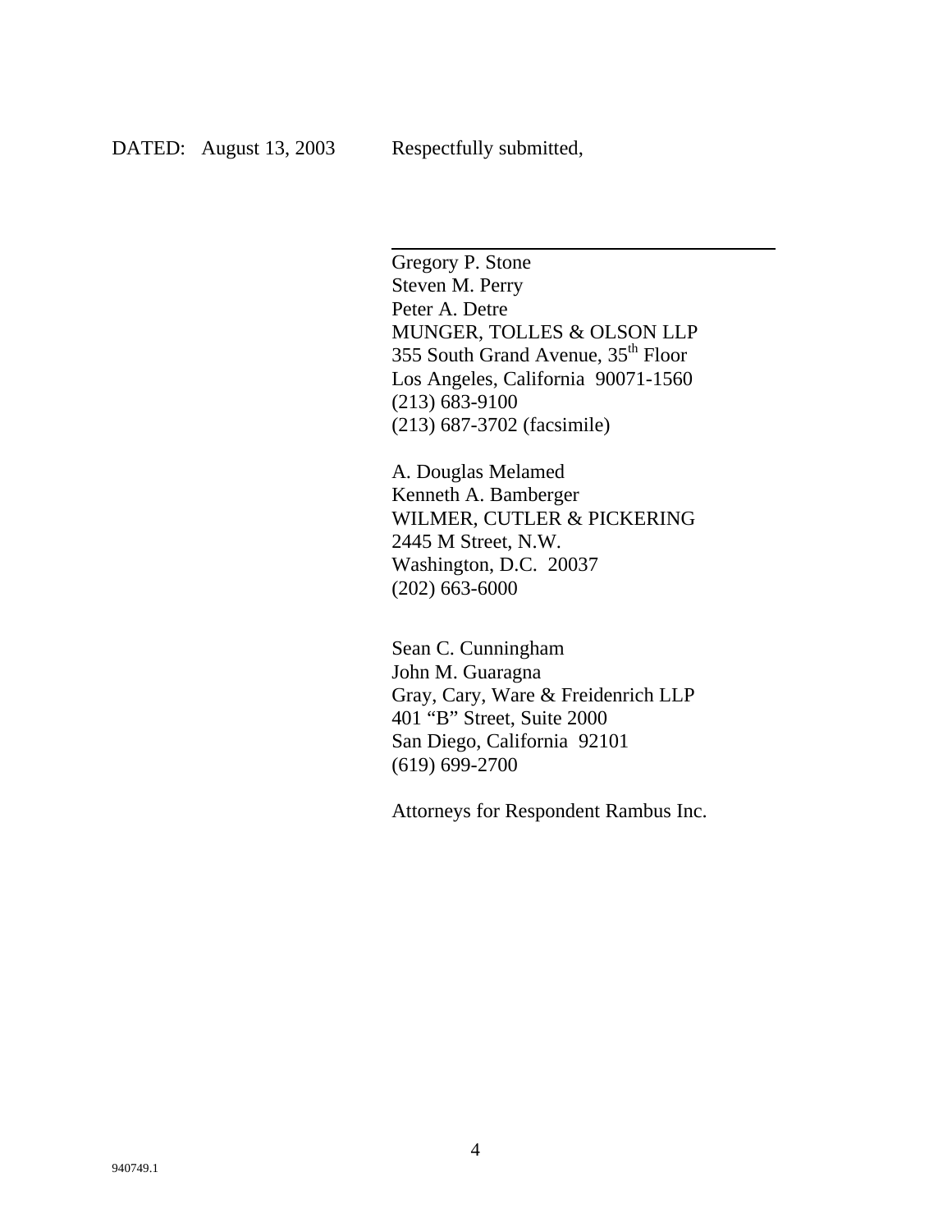DATED: August 13, 2003 Respectfully submitted,

\_\_\_\_\_\_\_\_\_\_\_\_\_\_\_\_\_\_\_\_\_\_\_\_\_\_\_\_\_\_\_\_\_\_\_\_

Gregory P. Stone
Steven M. Perry
Peter A. Detre
MUNGER, TOLLES & OLSON LLP
355 South Grand Avenue, 35th Floor
Los Angeles, California 90071-1560
(213) 683-9100
(213) 687-3702 (facsimile)

A. Douglas Melamed
Kenneth A. Bamberger
WILMER, CUTLER & PICKERING
2445 M Street, N.W.
Washington, D.C. 20037
(202) 663-6000

Sean C. Cunningham
John M. Guaragna
Gray, Cary, Ware & Freidenrich LLP
401 "B" Street, Suite 2000
San Diego, California 92101
(619) 699-2700

Attorneys for Respondent Rambus Inc.

940749.1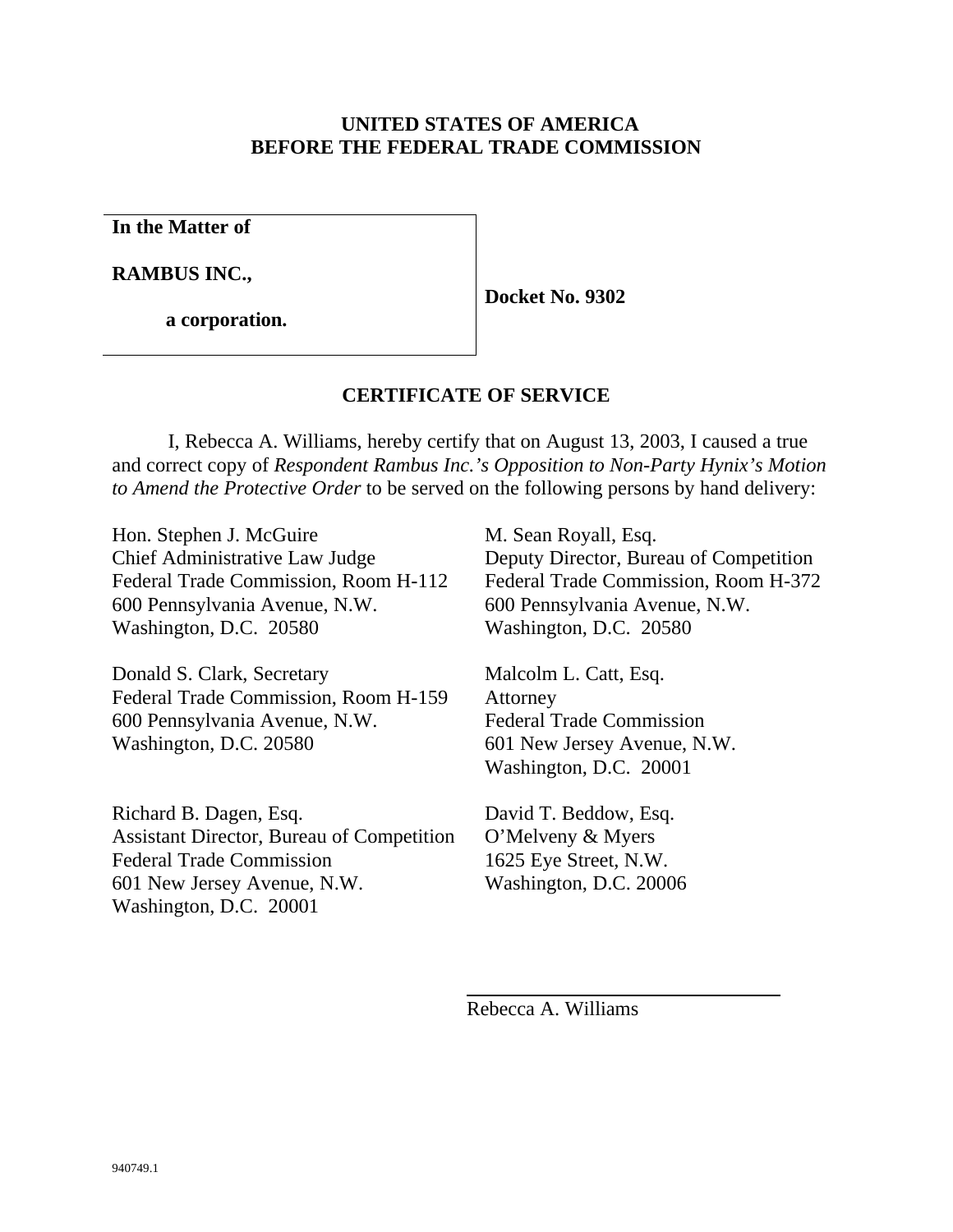**UNITED STATES OF AMERICA**
**BEFORE THE FEDERAL TRADE COMMISSION**

| | |
|---|---|
| **In the Matter of**<br><br>**RAMBUS INC.,**<br><br>**a corporation.** | **Docket No. 9302** |

## CERTIFICATE OF SERVICE

I, Rebecca A. Williams, hereby certify that on August 13, 2003, I caused a true and correct copy of *Respondent Rambus Inc.'s Opposition to Non-Party Hynix's Motion to Amend the Protective Order* to be served on the following persons by hand delivery:

Hon. Stephen J. McGuire
Chief Administrative Law Judge
Federal Trade Commission, Room H-112
600 Pennsylvania Avenue, N.W.
Washington, D.C. 20580

M. Sean Royall, Esq.
Deputy Director, Bureau of Competition
Federal Trade Commission, Room H-372
600 Pennsylvania Avenue, N.W.
Washington, D.C. 20580

Donald S. Clark, Secretary
Federal Trade Commission, Room H-159
600 Pennsylvania Avenue, N.W.
Washington, D.C. 20580

Malcolm L. Catt, Esq.
Attorney
Federal Trade Commission
601 New Jersey Avenue, N.W.
Washington, D.C. 20001

Richard B. Dagen, Esq.
Assistant Director, Bureau of Competition
Federal Trade Commission
601 New Jersey Avenue, N.W.
Washington, D.C. 20001

David T. Beddow, Esq.
O'Melveny & Myers
1625 Eye Street, N.W.
Washington, D.C. 20006

\_\_\_\_\_\_\_\_\_\_\_\_\_\_\_\_\_\_\_\_\_\_\_\_\_\_\_\_\_\_
Rebecca A. Williams

940749.1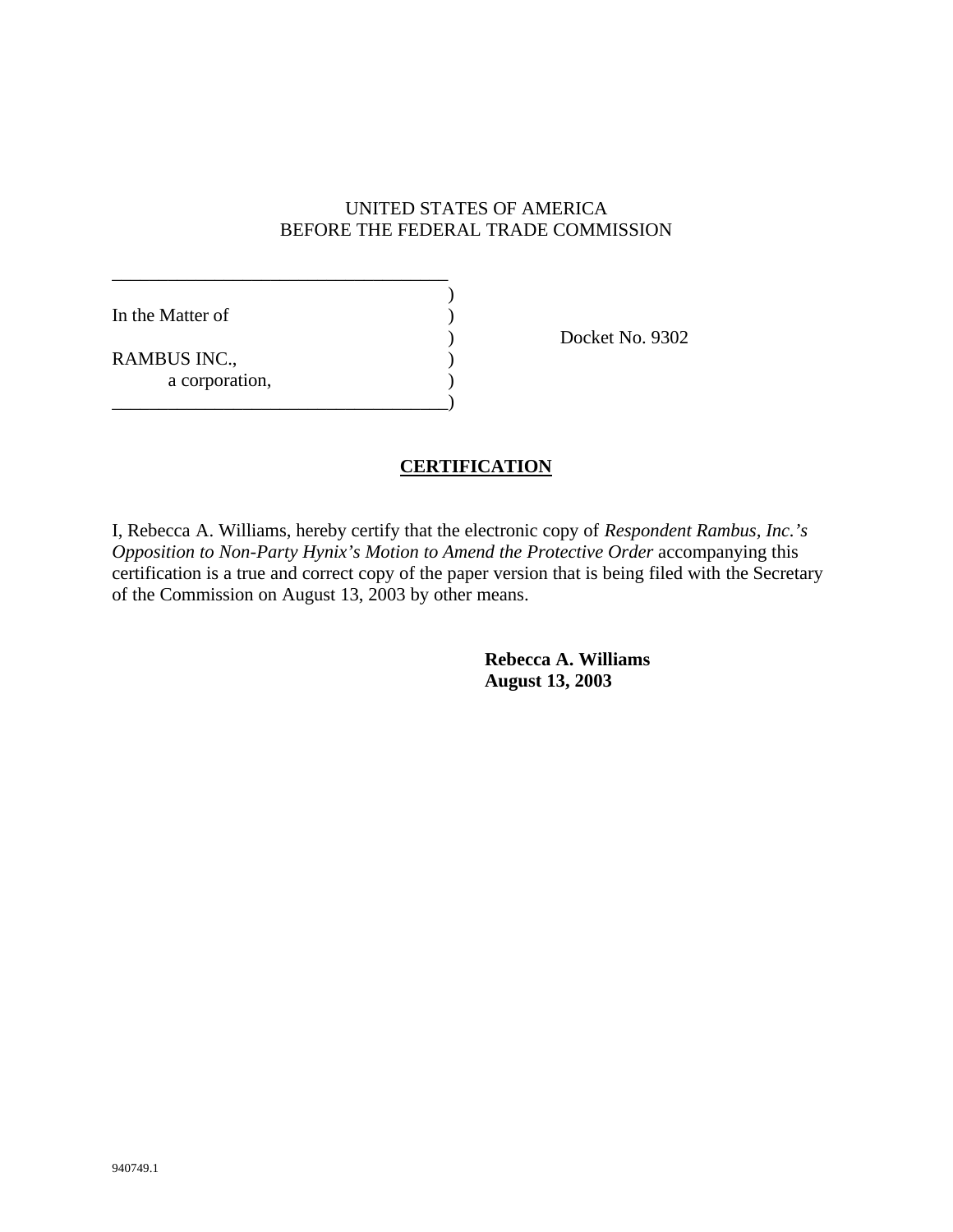UNITED STATES OF AMERICA
BEFORE THE FEDERAL TRADE COMMISSION

| | |
|---|---|
| In the Matter of<br><br>RAMBUS INC.,<br>a corporation, | Docket No. 9302 |

**CERTIFICATION**

I, Rebecca A. Williams, hereby certify that the electronic copy of *Respondent Rambus, Inc.'s Opposition to Non-Party Hynix's Motion to Amend the Protective Order* accompanying this certification is a true and correct copy of the paper version that is being filed with the Secretary of the Commission on August 13, 2003 by other means.

**Rebecca A. Williams**
**August 13, 2003**

940749.1